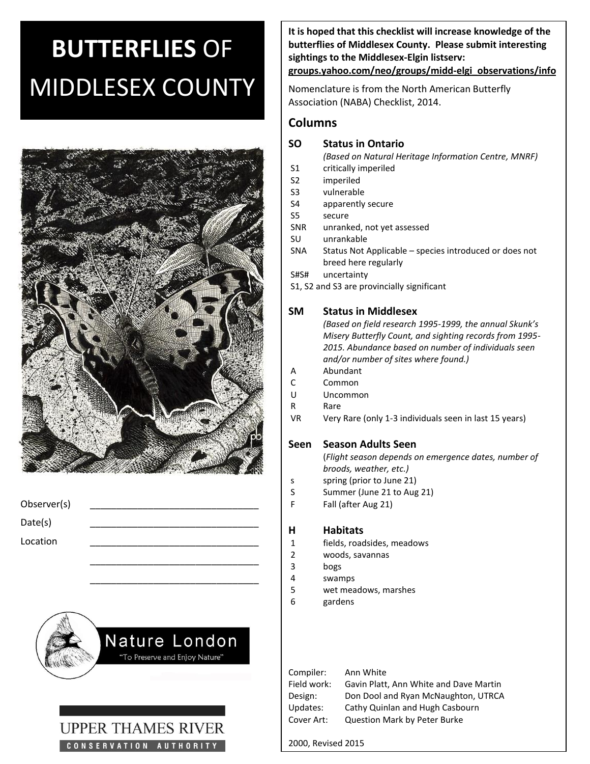# BUTTERFLIES OF MIDDLESEX COUNTY

Observer(s) ______________________________

Date(s) ______________________________

Location ______________________________

______________________________

______________________________

Nature London

"To Preserve and Enjoy Nature"

UPPER THAMES RIVER CONSERVATION AUTHORITY

**It is hoped that this checklist will increase knowledge of the butterflies of Middlesex County. Please submit interesting sightings to the Middlesex-Elgin listserv: groups.yahoo.com/neo/groups/midd-elgi_observations/info**

Nomenclature is from the North American Butterfly Association (NABA) Checklist, 2014.

## Columns

### SO Status in Ontario

*(Based on Natural Heritage Information Centre, MNRF)*

- S1 critically imperiled
- S2 imperiled
- S3 vulnerable
- S4 apparently secure
- S5 secure
- SNR unranked, not yet assessed
- SU unrankable
- SNA Status Not Applicable – species introduced or does not breed here regularly
- S#S# uncertainty

S1, S2 and S3 are provincially significant

### SM Status in Middlesex

*(Based on field research 1995-1999, the annual Skunk's Misery Butterfly Count, and sighting records from 1995-2015. Abundance based on number of individuals seen and/or number of sites where found.)*

- A Abundant
- C Common
- U Uncommon
- R Rare
- VR Very Rare (only 1-3 individuals seen in last 15 years)

### Seen Season Adults Seen

(*Flight season depends on emergence dates, number of broods, weather, etc.)*

- s spring (prior to June 21)
- S Summer (June 21 to Aug 21)
- F Fall (after Aug 21)

### H Habitats

1. fields, roadsides, meadows
2. woods, savannas
3. bogs
4. swamps
5. wet meadows, marshes
6. gardens

Compiler: Ann White
Field work: Gavin Platt, Ann White and Dave Martin
Design: Don Dool and Ryan McNaughton, UTRCA
Updates: Cathy Quinlan and Hugh Casbourn
Cover Art: Question Mark by Peter Burke

2000, Revised 2015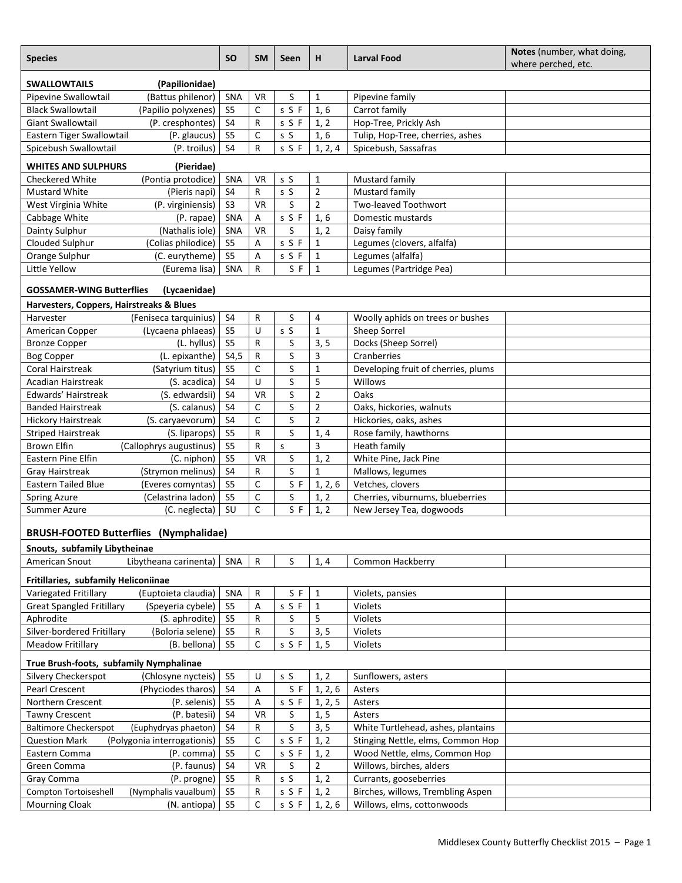| Species | | SO | SM | Seen | H | Larval Food | Notes (number, what doing, where perched, etc. |
|---|---|---|---|---|---|---|---|
| **SWALLOWTAILS** | **(Papilionidae)** | | | | | | |
| Pipevine Swallowtail | (Battus philenor) | SNA | VR | S | 1 | Pipevine family | |
| Black Swallowtail | (Papilio polyxenes) | S5 | C | s S F | 1, 6 | Carrot family | |
| Giant Swallowtail | (P. cresphontes) | S4 | R | s S F | 1, 2 | Hop-Tree, Prickly Ash | |
| Eastern Tiger Swallowtail | (P. glaucus) | S5 | C | s S | 1, 6 | Tulip, Hop-Tree, cherries, ashes | |
| Spicebush Swallowtail | (P. troilus) | S4 | R | s S F | 1, 2, 4 | Spicebush, Sassafras | |
| **WHITES AND SULPHURS** | **(Pieridae)** | | | | | | |
| Checkered White | (Pontia protodice) | SNA | VR | s S | 1 | Mustard family | |
| Mustard White | (Pieris napi) | S4 | R | s S | 2 | Mustard family | |
| West Virginia White | (P. virginiensis) | S3 | VR | S | 2 | Two-leaved Toothwort | |
| Cabbage White | (P. rapae) | SNA | A | s S F | 1, 6 | Domestic mustards | |
| Dainty Sulphur | (Nathalis iole) | SNA | VR | S | 1, 2 | Daisy family | |
| Clouded Sulphur | (Colias philodice) | S5 | A | s S F | 1 | Legumes (clovers, alfalfa) | |
| Orange Sulphur | (C. eurytheme) | S5 | A | s S F | 1 | Legumes (alfalfa) | |
| Little Yellow | (Eurema lisa) | SNA | R | S F | 1 | Legumes (Partridge Pea) | |
| **GOSSAMER-WING Butterflies** | **(Lycaenidae)** | | | | | | |
| **Harvesters, Coppers, Hairstreaks & Blues** | | | | | | | |
| Harvester | (Feniseca tarquinius) | S4 | R | S | 4 | Woolly aphids on trees or bushes | |
| American Copper | (Lycaena phlaeas) | S5 | U | s S | 1 | Sheep Sorrel | |
| Bronze Copper | (L. hyllus) | S5 | R | S | 3, 5 | Docks (Sheep Sorrel) | |
| Bog Copper | (L. epixanthe) | S4,5 | R | S | 3 | Cranberries | |
| Coral Hairstreak | (Satyrium titus) | S5 | C | S | 1 | Developing fruit of cherries, plums | |
| Acadian Hairstreak | (S. acadica) | S4 | U | S | 5 | Willows | |
| Edwards' Hairstreak | (S. edwardsii) | S4 | VR | S | 2 | Oaks | |
| Banded Hairstreak | (S. calanus) | S4 | C | S | 2 | Oaks, hickories, walnuts | |
| Hickory Hairstreak | (S. caryaevorum) | S4 | C | S | 2 | Hickories, oaks, ashes | |
| Striped Hairstreak | (S. liparops) | S5 | R | S | 1, 4 | Rose family, hawthorns | |
| Brown Elfin | (Callophrys augustinus) | S5 | R | s | 3 | Heath family | |
| Eastern Pine Elfin | (C. niphon) | S5 | VR | S | 1, 2 | White Pine, Jack Pine | |
| Gray Hairstreak | (Strymon melinus) | S4 | R | S | 1 | Mallows, legumes | |
| Eastern Tailed Blue | (Everes comyntas) | S5 | C | S F | 1, 2, 6 | Vetches, clovers | |
| Spring Azure | (Celastrina ladon) | S5 | C | S | 1, 2 | Cherries, viburnums, blueberries | |
| Summer Azure | (C. neglecta) | SU | C | S F | 1, 2 | New Jersey Tea, dogwoods | |
| **BRUSH-FOOTED Butterflies (Nymphalidae)** | | | | | | | |
| **Snouts, subfamily Libytheinae** | | | | | | | |
| American Snout | Libytheana carinenta) | SNA | R | S | 1, 4 | Common Hackberry | |
| **Fritillaries, subfamily Heliconiinae** | | | | | | | |
| Variegated Fritillary | (Euptoieta claudia) | SNA | R | S F | 1 | Violets, pansies | |
| Great Spangled Fritillary | (Speyeria cybele) | S5 | A | s S F | 1 | Violets | |
| Aphrodite | (S. aphrodite) | S5 | R | S | 5 | Violets | |
| Silver-bordered Fritillary | (Boloria selene) | S5 | R | S | 3, 5 | Violets | |
| Meadow Fritillary | (B. bellona) | S5 | C | s S F | 1, 5 | Violets | |
| **True Brush-foots, subfamily Nymphalinae** | | | | | | | |
| Silvery Checkerspot | (Chlosyne nycteis) | S5 | U | s S | 1, 2 | Sunflowers, asters | |
| Pearl Crescent | (Phyciodes tharos) | S4 | A | S F | 1, 2, 6 | Asters | |
| Northern Crescent | (P. selenis) | S5 | A | s S F | 1, 2, 5 | Asters | |
| Tawny Crescent | (P. batesii) | S4 | VR | S | 1, 5 | Asters | |
| Baltimore Checkerspot | (Euphydryas phaeton) | S4 | R | S | 3, 5 | White Turtlehead, ashes, plantains | |
| Question Mark | (Polygonia interrogationis) | S5 | C | s S F | 1, 2 | Stinging Nettle, elms, Common Hop | |
| Eastern Comma | (P. comma) | S5 | C | s S F | 1, 2 | Wood Nettle, elms, Common Hop | |
| Green Comma | (P. faunus) | S4 | VR | S | 2 | Willows, birches, alders | |
| Gray Comma | (P. progne) | S5 | R | s S | 1, 2 | Currants, gooseberries | |
| Compton Tortoiseshell | (Nymphalis vaualbum) | S5 | R | s S F | 1, 2 | Birches, willows, Trembling Aspen | |
| Mourning Cloak | (N. antiopa) | S5 | C | s S F | 1, 2, 6 | Willows, elms, cottonwoods | |

Middlesex County Butterfly Checklist 2015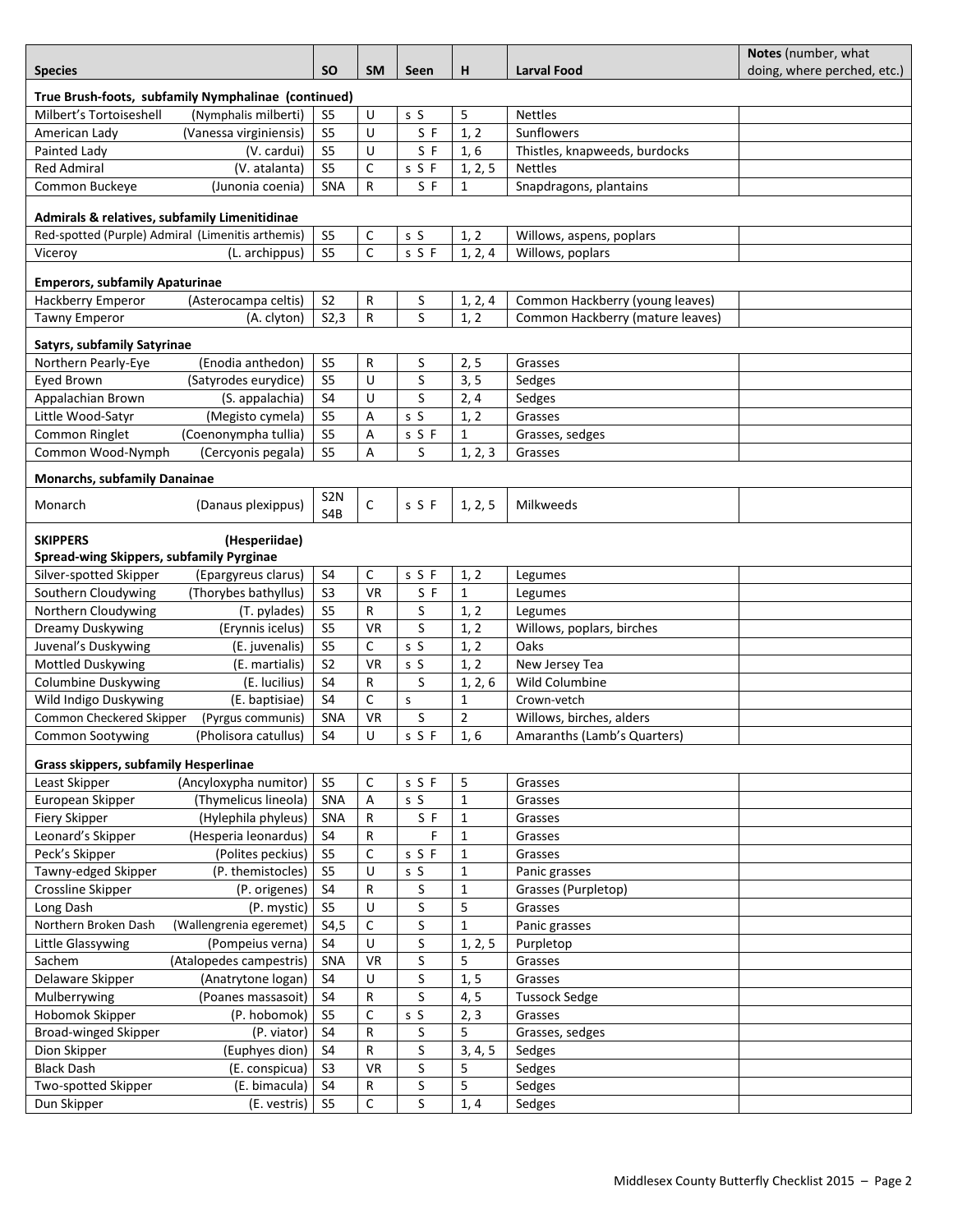| Species | | SO | SM | Seen | H | Larval Food | Notes (number, what doing, where perched, etc.) |
|---|---|---|---|---|---|---|---|
| **True Brush-foots, subfamily Nymphalinae (continued)** | | | | | | | |
| Milbert's Tortoiseshell | (Nymphalis milberti) | S5 | U | s S | 5 | Nettles | |
| American Lady | (Vanessa virginiensis) | S5 | U | S F | 1, 2 | Sunflowers | |
| Painted Lady | (V. cardui) | S5 | U | S F | 1, 6 | Thistles, knapweeds, burdocks | |
| Red Admiral | (V. atalanta) | S5 | C | s S F | 1, 2, 5 | Nettles | |
| Common Buckeye | (Junonia coenia) | SNA | R | S F | 1 | Snapdragons, plantains | |
| **Admirals & relatives, subfamily Limenitidinae** | | | | | | | |
| Red-spotted (Purple) Admiral | (Limenitis arthemis) | S5 | C | s S | 1, 2 | Willows, aspens, poplars | |
| Viceroy | (L. archippus) | S5 | C | s S F | 1, 2, 4 | Willows, poplars | |
| **Emperors, subfamily Apaturinae** | | | | | | | |
| Hackberry Emperor | (Asterocampa celtis) | S2 | R | S | 1, 2, 4 | Common Hackberry (young leaves) | |
| Tawny Emperor | (A. clyton) | S2,3 | R | S | 1, 2 | Common Hackberry (mature leaves) | |
| **Satyrs, subfamily Satyrinae** | | | | | | | |
| Northern Pearly-Eye | (Enodia anthedon) | S5 | R | S | 2, 5 | Grasses | |
| Eyed Brown | (Satyrodes eurydice) | S5 | U | S | 3, 5 | Sedges | |
| Appalachian Brown | (S. appalachia) | S4 | U | S | 2, 4 | Sedges | |
| Little Wood-Satyr | (Megisto cymela) | S5 | A | s S | 1, 2 | Grasses | |
| Common Ringlet | (Coenonympha tullia) | S5 | A | s S F | 1 | Grasses, sedges | |
| Common Wood-Nymph | (Cercyonis pegala) | S5 | A | S | 1, 2, 3 | Grasses | |
| **Monarchs, subfamily Danainae** | | | | | | | |
| Monarch | (Danaus plexippus) | S2N S4B | C | s S F | 1, 2, 5 | Milkweeds | |
| **SKIPPERS** | **(Hesperiidae)** | | | | | | |
| **Spread-wing Skippers, subfamily Pyrginae** | | | | | | | |
| Silver-spotted Skipper | (Epargyreus clarus) | S4 | C | s S F | 1, 2 | Legumes | |
| Southern Cloudywing | (Thorybes bathyllus) | S3 | VR | S F | 1 | Legumes | |
| Northern Cloudywing | (T. pylades) | S5 | R | S | 1, 2 | Legumes | |
| Dreamy Duskywing | (Erynnis icelus) | S5 | VR | S | 1, 2 | Willows, poplars, birches | |
| Juvenal's Duskywing | (E. juvenalis) | S5 | C | s S | 1, 2 | Oaks | |
| Mottled Duskywing | (E. martialis) | S2 | VR | s S | 1, 2 | New Jersey Tea | |
| Columbine Duskywing | (E. lucilius) | S4 | R | S | 1, 2, 6 | Wild Columbine | |
| Wild Indigo Duskywing | (E. baptisiae) | S4 | C | s | 1 | Crown-vetch | |
| Common Checkered Skipper | (Pyrgus communis) | SNA | VR | S | 2 | Willows, birches, alders | |
| Common Sootywing | (Pholisora catullus) | S4 | U | s S F | 1, 6 | Amaranths (Lamb's Quarters) | |
| **Grass skippers, subfamily Hesperlinae** | | | | | | | |
| Least Skipper | (Ancyloxypha numitor) | S5 | C | s S F | 5 | Grasses | |
| European Skipper | (Thymelicus lineola) | SNA | A | s S | 1 | Grasses | |
| Fiery Skipper | (Hylephila phyleus) | SNA | R | S F | 1 | Grasses | |
| Leonard's Skipper | (Hesperia leonardus) | S4 | R | F | 1 | Grasses | |
| Peck's Skipper | (Polites peckius) | S5 | C | s S F | 1 | Grasses | |
| Tawny-edged Skipper | (P. themistocles) | S5 | U | s S | 1 | Panic grasses | |
| Crossline Skipper | (P. origenes) | S4 | R | S | 1 | Grasses (Purpletop) | |
| Long Dash | (P. mystic) | S5 | U | S | 5 | Grasses | |
| Northern Broken Dash | (Wallengrenia egeremet) | S4,5 | C | S | 1 | Panic grasses | |
| Little Glassywing | (Pompeius verna) | S4 | U | S | 1, 2, 5 | Purpletop | |
| Sachem | (Atalopedes campestris) | SNA | VR | S | 5 | Grasses | |
| Delaware Skipper | (Anatrytone logan) | S4 | U | S | 1, 5 | Grasses | |
| Mulberrywing | (Poanes massasoit) | S4 | R | S | 4, 5 | Tussock Sedge | |
| Hobomok Skipper | (P. hobomok) | S5 | C | s S | 2, 3 | Grasses | |
| Broad-winged Skipper | (P. viator) | S4 | R | S | 5 | Grasses, sedges | |
| Dion Skipper | (Euphyes dion) | S4 | R | S | 3, 4, 5 | Sedges | |
| Black Dash | (E. conspicua) | S3 | VR | S | 5 | Sedges | |
| Two-spotted Skipper | (E. bimacula) | S4 | R | S | 5 | Sedges | |
| Dun Skipper | (E. vestris) | S5 | C | S | 1, 4 | Sedges | |